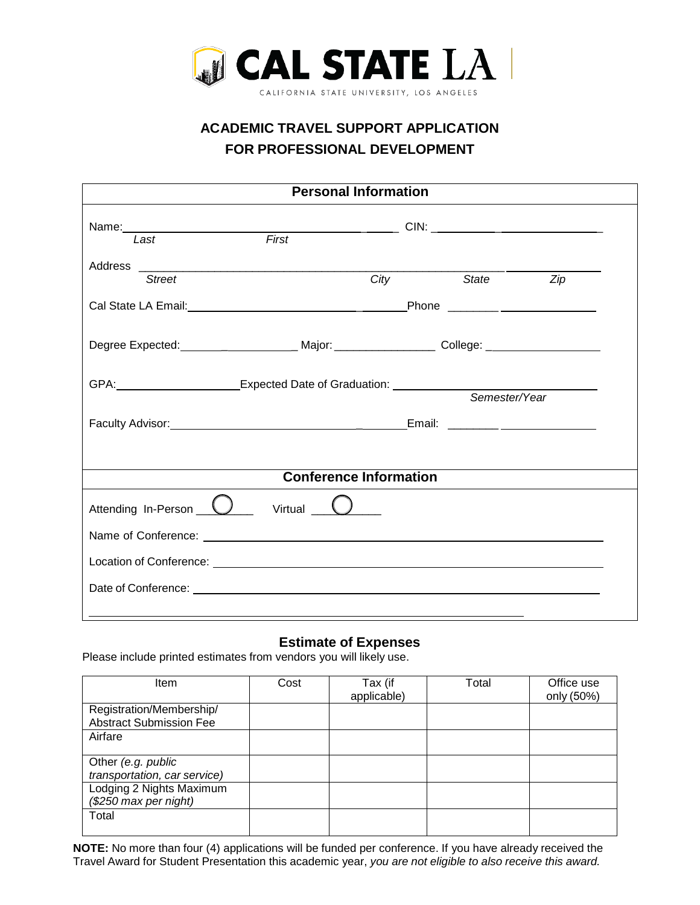# CAL STATE LA

CALIFORNIA STATE UNIVERSITY, LOS ANGELES

## ACADEMIC TRAVEL SUPPORT APPLICATION
## FOR PROFESSIONAL DEVELOPMENT

### Personal Information

Name: ______________________________ CIN: ______________________
*Last* *First*

Address ____________________________________________________________
*Street* *City* *State* *Zip*

Cal State LA Email: ______________________ Phone ______________

Degree Expected: ______________ Major: ______________ College: ______________

GPA: ______________ Expected Date of Graduation: ______________________
*Semester/Year*

Faculty Advisor: ______________________ Email: ______________

### Conference Information

Attending In-Person ◯ Virtual ◯

Name of Conference: ____________________________________________

Location of Conference: ____________________________________________

Date of Conference: ____________________________________________

### Estimate of Expenses

Please include printed estimates from vendors you will likely use.

| Item | Cost | Tax (if applicable) | Total | Office use only (50%) |
|---|---|---|---|---|
| Registration/Membership/ Abstract Submission Fee | | | | |
| Airfare | | | | |
| Other *(e.g. public transportation, car service)* | | | | |
| Lodging 2 Nights Maximum *($250 max per night)* | | | | |
| Total | | | | |

**NOTE:** No more than four (4) applications will be funded per conference. If you have already received the Travel Award for Student Presentation this academic year, *you are not eligible to also receive this award.*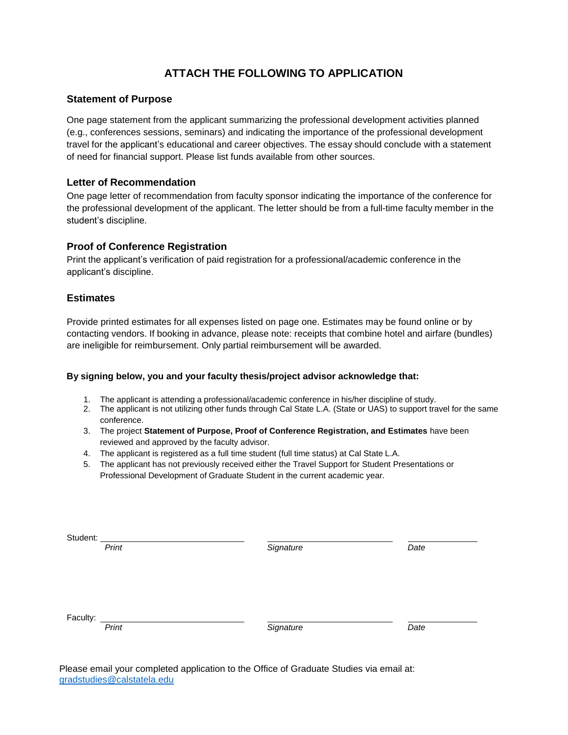# ATTACH THE FOLLOWING TO APPLICATION

### Statement of Purpose

One page statement from the applicant summarizing the professional development activities planned (e.g., conferences sessions, seminars) and indicating the importance of the professional development travel for the applicant's educational and career objectives. The essay should conclude with a statement of need for financial support. Please list funds available from other sources.

### Letter of Recommendation

One page letter of recommendation from faculty sponsor indicating the importance of the conference for the professional development of the applicant. The letter should be from a full-time faculty member in the student's discipline.

### Proof of Conference Registration

Print the applicant's verification of paid registration for a professional/academic conference in the applicant's discipline.

### Estimates

Provide printed estimates for all expenses listed on page one. Estimates may be found online or by contacting vendors. If booking in advance, please note: receipts that combine hotel and airfare (bundles) are ineligible for reimbursement. Only partial reimbursement will be awarded.

**By signing below, you and your faculty thesis/project advisor acknowledge that:**

1. The applicant is attending a professional/academic conference in his/her discipline of study.
2. The applicant is not utilizing other funds through Cal State L.A. (State or UAS) to support travel for the same conference.
3. The project **Statement of Purpose, Proof of Conference Registration, and Estimates** have been reviewed and approved by the faculty advisor.
4. The applicant is registered as a full time student (full time status) at Cal State L.A.
5. The applicant has not previously received either the Travel Support for Student Presentations or Professional Development of Graduate Student in the current academic year.

Student: ______________________________ ______________________________ ______________

*Print* *Signature* *Date*

Faculty: ______________________________ ______________________________ ______________

*Print* *Signature* *Date*

Please email your completed application to the Office of Graduate Studies via email at: gradstudies@calstatela.edu